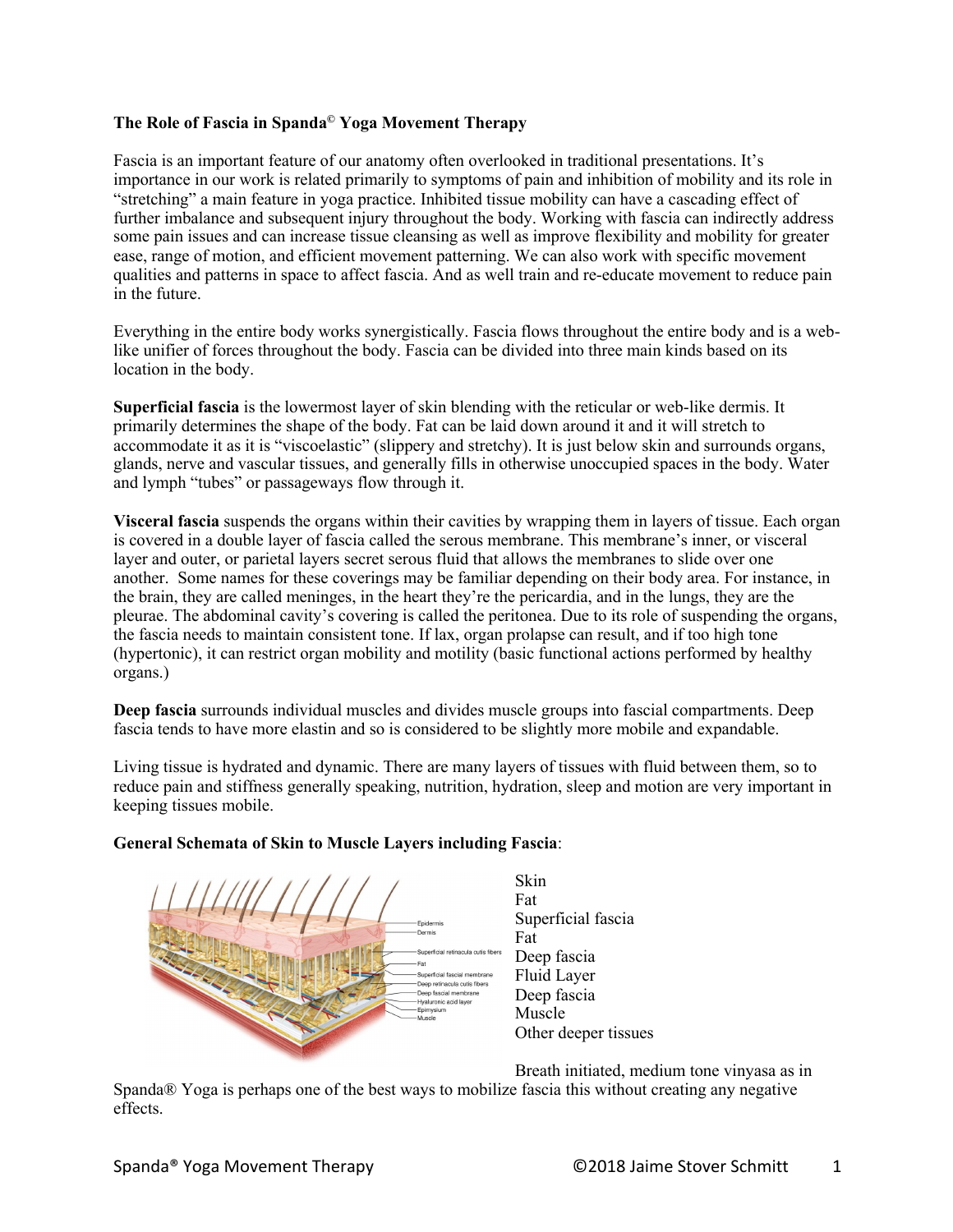**The Role of Fascia in Spanda© Yoga Movement Therapy**

Fascia is an important feature of our anatomy often overlooked in traditional presentations. It's importance in our work is related primarily to symptoms of pain and inhibition of mobility and its role in "stretching" a main feature in yoga practice. Inhibited tissue mobility can have a cascading effect of further imbalance and subsequent injury throughout the body. Working with fascia can indirectly address some pain issues and can increase tissue cleansing as well as improve flexibility and mobility for greater ease, range of motion, and efficient movement patterning. We can also work with specific movement qualities and patterns in space to affect fascia. And as well train and re-educate movement to reduce pain in the future.

Everything in the entire body works synergistically. Fascia flows throughout the entire body and is a web-like unifier of forces throughout the body. Fascia can be divided into three main kinds based on its location in the body.

**Superficial fascia** is the lowermost layer of skin blending with the reticular or web-like dermis. It primarily determines the shape of the body. Fat can be laid down around it and it will stretch to accommodate it as it is "viscoelastic" (slippery and stretchy). It is just below skin and surrounds organs, glands, nerve and vascular tissues, and generally fills in otherwise unoccupied spaces in the body. Water and lymph "tubes" or passageways flow through it.

**Visceral fascia** suspends the organs within their cavities by wrapping them in layers of tissue. Each organ is covered in a double layer of fascia called the serous membrane. This membrane's inner, or visceral layer and outer, or parietal layers secret serous fluid that allows the membranes to slide over one another. Some names for these coverings may be familiar depending on their body area. For instance, in the brain, they are called meninges, in the heart they're the pericardia, and in the lungs, they are the pleurae. The abdominal cavity's covering is called the peritonea. Due to its role of suspending the organs, the fascia needs to maintain consistent tone. If lax, organ prolapse can result, and if too high tone (hypertonic), it can restrict organ mobility and motility (basic functional actions performed by healthy organs.)

**Deep fascia** surrounds individual muscles and divides muscle groups into fascial compartments. Deep fascia tends to have more elastin and so is considered to be slightly more mobile and expandable.

Living tissue is hydrated and dynamic. There are many layers of tissues with fluid between them, so to reduce pain and stiffness generally speaking, nutrition, hydration, sleep and motion are very important in keeping tissues mobile.

**General Schemata of Skin to Muscle Layers including Fascia**:

Epidermis
Dermis
Superficial retinacula cutis fibers
Fat
Superficial fascial membrane
Deep retinacula cutis fibers
Deep fascial membrane
Hyaluronic acid layer
Epimysium
Muscle

Skin
Fat
Superficial fascia
Fat
Deep fascia
Fluid Layer
Deep fascia
Muscle
Other deeper tissues

Breath initiated, medium tone vinyasa as in Spanda® Yoga is perhaps one of the best ways to mobilize fascia this without creating any negative effects.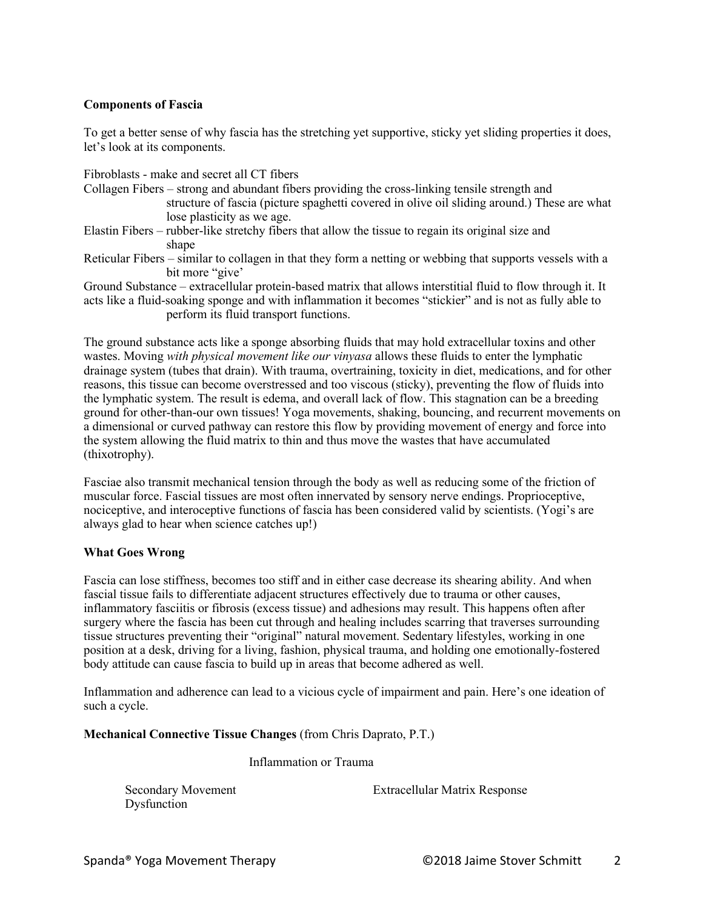**Components of Fascia**

To get a better sense of why fascia has the stretching yet supportive, sticky yet sliding properties it does, let's look at its components.

Fibroblasts - make and secret all CT fibers
Collagen Fibers – strong and abundant fibers providing the cross-linking tensile strength and structure of fascia (picture spaghetti covered in olive oil sliding around.) These are what lose plasticity as we age.
Elastin Fibers – rubber-like stretchy fibers that allow the tissue to regain its original size and shape
Reticular Fibers – similar to collagen in that they form a netting or webbing that supports vessels with a bit more "give'
Ground Substance – extracellular protein-based matrix that allows interstitial fluid to flow through it. It acts like a fluid-soaking sponge and with inflammation it becomes "stickier" and is not as fully able to perform its fluid transport functions.

The ground substance acts like a sponge absorbing fluids that may hold extracellular toxins and other wastes. Moving *with physical movement like our vinyasa* allows these fluids to enter the lymphatic drainage system (tubes that drain). With trauma, overtraining, toxicity in diet, medications, and for other reasons, this tissue can become overstressed and too viscous (sticky), preventing the flow of fluids into the lymphatic system. The result is edema, and overall lack of flow. This stagnation can be a breeding ground for other-than-our own tissues! Yoga movements, shaking, bouncing, and recurrent movements on a dimensional or curved pathway can restore this flow by providing movement of energy and force into the system allowing the fluid matrix to thin and thus move the wastes that have accumulated (thixotrophy).

Fasciae also transmit mechanical tension through the body as well as reducing some of the friction of muscular force. Fascial tissues are most often innervated by sensory nerve endings. Proprioceptive, nociceptive, and interoceptive functions of fascia has been considered valid by scientists. (Yogi's are always glad to hear when science catches up!)

**What Goes Wrong**

Fascia can lose stiffness, becomes too stiff and in either case decrease its shearing ability. And when fascial tissue fails to differentiate adjacent structures effectively due to trauma or other causes, inflammatory fasciitis or fibrosis (excess tissue) and adhesions may result. This happens often after surgery where the fascia has been cut through and healing includes scarring that traverses surrounding tissue structures preventing their "original" natural movement. Sedentary lifestyles, working in one position at a desk, driving for a living, fashion, physical trauma, and holding one emotionally-fostered body attitude can cause fascia to build up in areas that become adhered as well.

Inflammation and adherence can lead to a vicious cycle of impairment and pain. Here's one ideation of such a cycle.

**Mechanical Connective Tissue Changes** (from Chris Daprato, P.T.)

Inflammation or Trauma

Secondary Movement Dysfunction

Extracellular Matrix Response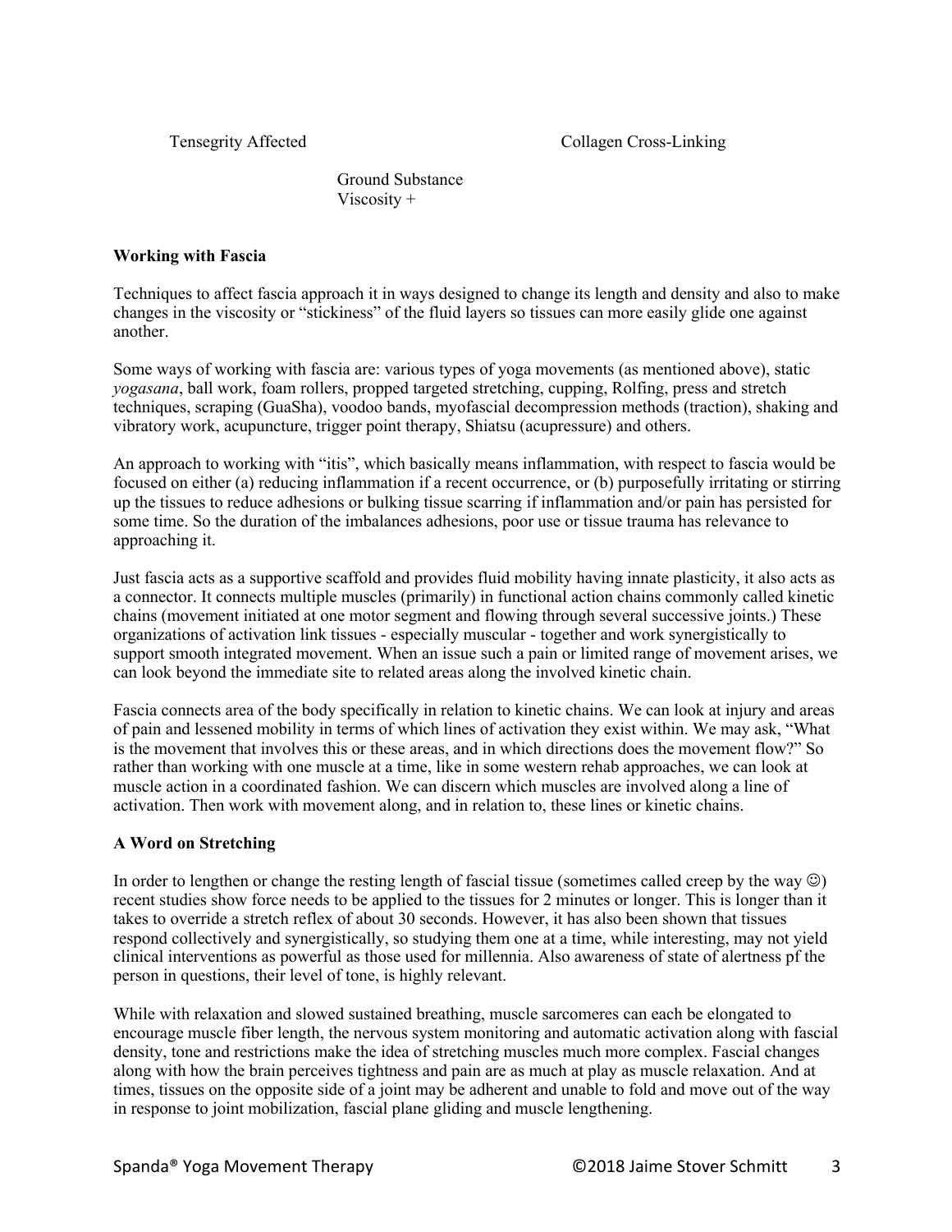Tensegrity Affected

Collagen Cross-Linking

Ground Substance
Viscosity +

**Working with Fascia**

Techniques to affect fascia approach it in ways designed to change its length and density and also to make changes in the viscosity or "stickiness" of the fluid layers so tissues can more easily glide one against another.

Some ways of working with fascia are: various types of yoga movements (as mentioned above), static *yogasana*, ball work, foam rollers, propped targeted stretching, cupping, Rolfing, press and stretch techniques, scraping (GuaSha), voodoo bands, myofascial decompression methods (traction), shaking and vibratory work, acupuncture, trigger point therapy, Shiatsu (acupressure) and others.

An approach to working with "itis", which basically means inflammation, with respect to fascia would be focused on either (a) reducing inflammation if a recent occurrence, or (b) purposefully irritating or stirring up the tissues to reduce adhesions or bulking tissue scarring if inflammation and/or pain has persisted for some time. So the duration of the imbalances adhesions, poor use or tissue trauma has relevance to approaching it.

Just fascia acts as a supportive scaffold and provides fluid mobility having innate plasticity, it also acts as a connector. It connects multiple muscles (primarily) in functional action chains commonly called kinetic chains (movement initiated at one motor segment and flowing through several successive joints.) These organizations of activation link tissues - especially muscular - together and work synergistically to support smooth integrated movement. When an issue such a pain or limited range of movement arises, we can look beyond the immediate site to related areas along the involved kinetic chain.

Fascia connects area of the body specifically in relation to kinetic chains. We can look at injury and areas of pain and lessened mobility in terms of which lines of activation they exist within. We may ask, "What is the movement that involves this or these areas, and in which directions does the movement flow?" So rather than working with one muscle at a time, like in some western rehab approaches, we can look at muscle action in a coordinated fashion. We can discern which muscles are involved along a line of activation. Then work with movement along, and in relation to, these lines or kinetic chains.

**A Word on Stretching**

In order to lengthen or change the resting length of fascial tissue (sometimes called creep by the way ☺) recent studies show force needs to be applied to the tissues for 2 minutes or longer. This is longer than it takes to override a stretch reflex of about 30 seconds. However, it has also been shown that tissues respond collectively and synergistically, so studying them one at a time, while interesting, may not yield clinical interventions as powerful as those used for millennia. Also awareness of state of alertness pf the person in questions, their level of tone, is highly relevant.

While with relaxation and slowed sustained breathing, muscle sarcomeres can each be elongated to encourage muscle fiber length, the nervous system monitoring and automatic activation along with fascial density, tone and restrictions make the idea of stretching muscles much more complex. Fascial changes along with how the brain perceives tightness and pain are as much at play as muscle relaxation. And at times, tissues on the opposite side of a joint may be adherent and unable to fold and move out of the way in response to joint mobilization, fascial plane gliding and muscle lengthening.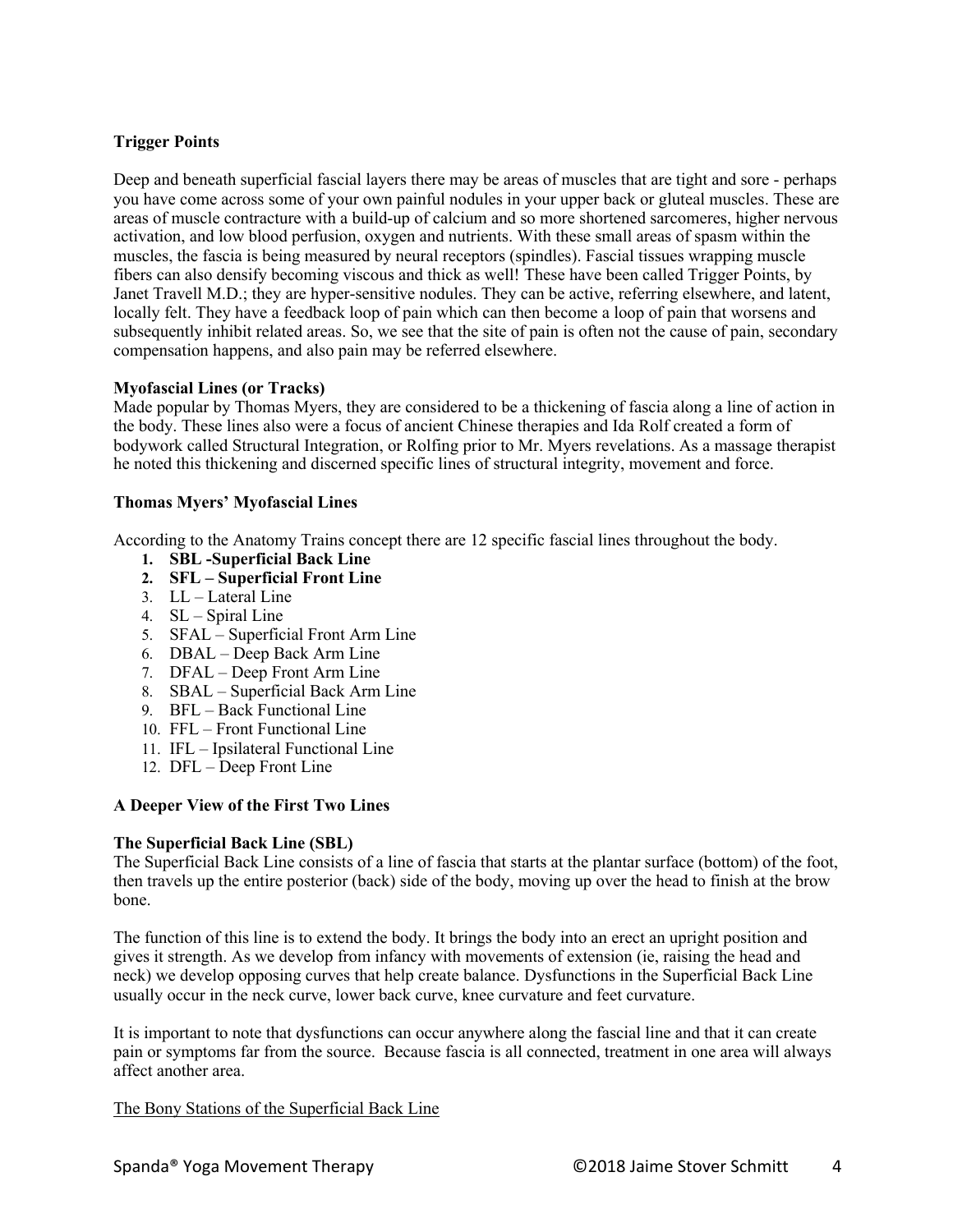**Trigger Points**

Deep and beneath superficial fascial layers there may be areas of muscles that are tight and sore - perhaps you have come across some of your own painful nodules in your upper back or gluteal muscles. These are areas of muscle contracture with a build-up of calcium and so more shortened sarcomeres, higher nervous activation, and low blood perfusion, oxygen and nutrients. With these small areas of spasm within the muscles, the fascia is being measured by neural receptors (spindles). Fascial tissues wrapping muscle fibers can also densify becoming viscous and thick as well! These have been called Trigger Points, by Janet Travell M.D.; they are hyper-sensitive nodules. They can be active, referring elsewhere, and latent, locally felt. They have a feedback loop of pain which can then become a loop of pain that worsens and subsequently inhibit related areas. So, we see that the site of pain is often not the cause of pain, secondary compensation happens, and also pain may be referred elsewhere.

**Myofascial Lines (or Tracks)**

Made popular by Thomas Myers, they are considered to be a thickening of fascia along a line of action in the body. These lines also were a focus of ancient Chinese therapies and Ida Rolf created a form of bodywork called Structural Integration, or Rolfing prior to Mr. Myers revelations. As a massage therapist he noted this thickening and discerned specific lines of structural integrity, movement and force.

**Thomas Myers' Myofascial Lines**

According to the Anatomy Trains concept there are 12 specific fascial lines throughout the body.

1. **SBL -Superficial Back Line**
2. **SFL – Superficial Front Line**
3. LL – Lateral Line
4. SL – Spiral Line
5. SFAL – Superficial Front Arm Line
6. DBAL – Deep Back Arm Line
7. DFAL – Deep Front Arm Line
8. SBAL – Superficial Back Arm Line
9. BFL – Back Functional Line
10. FFL – Front Functional Line
11. IFL – Ipsilateral Functional Line
12. DFL – Deep Front Line

**A Deeper View of the First Two Lines**

**The Superficial Back Line (SBL)**

The Superficial Back Line consists of a line of fascia that starts at the plantar surface (bottom) of the foot, then travels up the entire posterior (back) side of the body, moving up over the head to finish at the brow bone.

The function of this line is to extend the body. It brings the body into an erect an upright position and gives it strength. As we develop from infancy with movements of extension (ie, raising the head and neck) we develop opposing curves that help create balance. Dysfunctions in the Superficial Back Line usually occur in the neck curve, lower back curve, knee curvature and feet curvature.

It is important to note that dysfunctions can occur anywhere along the fascial line and that it can create pain or symptoms far from the source. Because fascia is all connected, treatment in one area will always affect another area.

<u>The Bony Stations of the Superficial Back Line</u>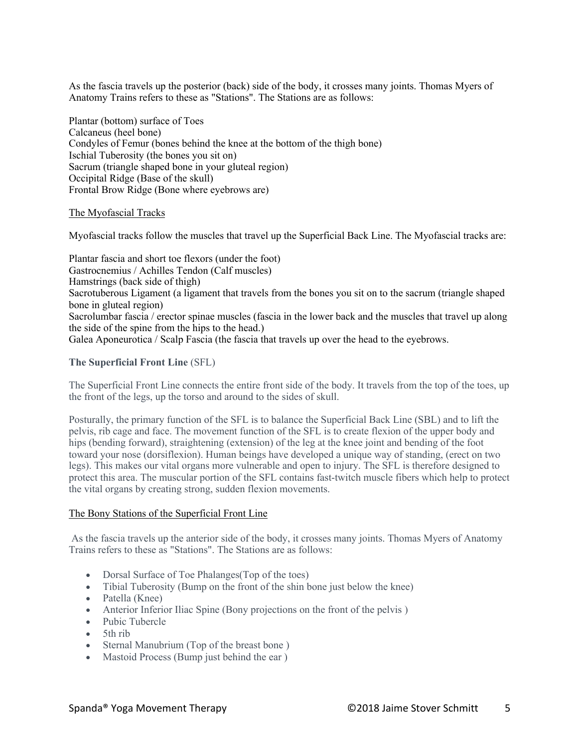As the fascia travels up the posterior (back) side of the body, it crosses many joints. Thomas Myers of Anatomy Trains refers to these as "Stations". The Stations are as follows:

Plantar (bottom) surface of Toes
Calcaneus (heel bone)
Condyles of Femur (bones behind the knee at the bottom of the thigh bone)
Ischial Tuberosity (the bones you sit on)
Sacrum (triangle shaped bone in your gluteal region)
Occipital Ridge (Base of the skull)
Frontal Brow Ridge (Bone where eyebrows are)

The Myofascial Tracks

Myofascial tracks follow the muscles that travel up the Superficial Back Line. The Myofascial tracks are:

Plantar fascia and short toe flexors (under the foot)
Gastrocnemius / Achilles Tendon (Calf muscles)
Hamstrings (back side of thigh)
Sacrotuberous Ligament (a ligament that travels from the bones you sit on to the sacrum (triangle shaped bone in gluteal region)
Sacrolumbar fascia / erector spinae muscles (fascia in the lower back and the muscles that travel up along the side of the spine from the hips to the head.)
Galea Aponeurotica / Scalp Fascia (the fascia that travels up over the head to the eyebrows.

**The Superficial Front Line** (SFL)

The Superficial Front Line connects the entire front side of the body. It travels from the top of the toes, up the front of the legs, up the torso and around to the sides of skull.

Posturally, the primary function of the SFL is to balance the Superficial Back Line (SBL) and to lift the pelvis, rib cage and face. The movement function of the SFL is to create flexion of the upper body and hips (bending forward), straightening (extension) of the leg at the knee joint and bending of the foot toward your nose (dorsiflexion). Human beings have developed a unique way of standing, (erect on two legs). This makes our vital organs more vulnerable and open to injury. The SFL is therefore designed to protect this area. The muscular portion of the SFL contains fast-twitch muscle fibers which help to protect the vital organs by creating strong, sudden flexion movements.

The Bony Stations of the Superficial Front Line

As the fascia travels up the anterior side of the body, it crosses many joints. Thomas Myers of Anatomy Trains refers to these as "Stations". The Stations are as follows:

- Dorsal Surface of Toe Phalanges(Top of the toes)
- Tibial Tuberosity (Bump on the front of the shin bone just below the knee)
- Patella (Knee)
- Anterior Inferior Iliac Spine (Bony projections on the front of the pelvis )
- Pubic Tubercle
- 5th rib
- Sternal Manubrium (Top of the breast bone )
- Mastoid Process (Bump just behind the ear )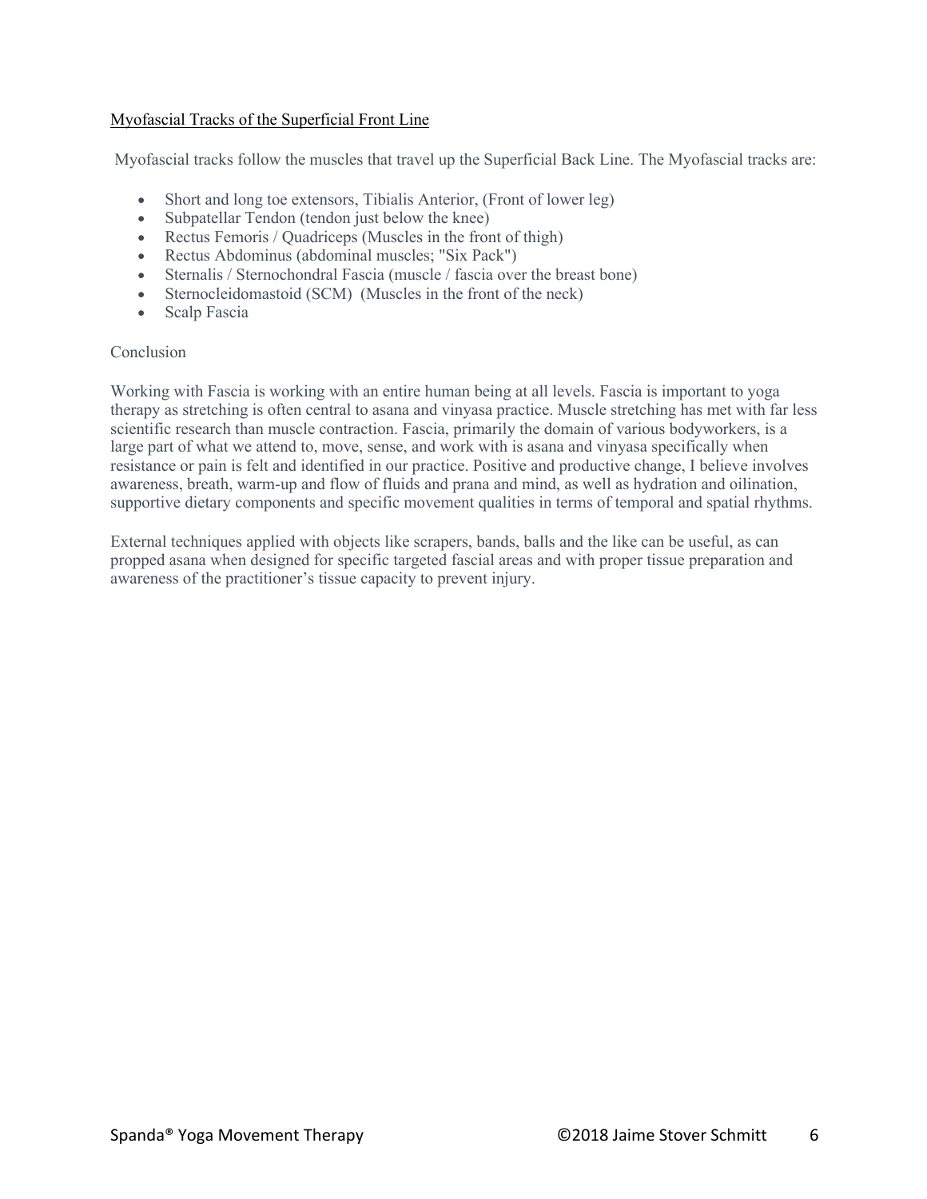## Myofascial Tracks of the Superficial Front Line

Myofascial tracks follow the muscles that travel up the Superficial Back Line. The Myofascial tracks are:

- Short and long toe extensors, Tibialis Anterior, (Front of lower leg)
- Subpatellar Tendon (tendon just below the knee)
- Rectus Femoris / Quadriceps (Muscles in the front of thigh)
- Rectus Abdominus (abdominal muscles; "Six Pack")
- Sternalis / Sternochondral Fascia (muscle / fascia over the breast bone)
- Sternocleidomastoid (SCM) (Muscles in the front of the neck)
- Scalp Fascia

## Conclusion

Working with Fascia is working with an entire human being at all levels. Fascia is important to yoga therapy as stretching is often central to asana and vinyasa practice. Muscle stretching has met with far less scientific research than muscle contraction. Fascia, primarily the domain of various bodyworkers, is a large part of what we attend to, move, sense, and work with is asana and vinyasa specifically when resistance or pain is felt and identified in our practice. Positive and productive change, I believe involves awareness, breath, warm-up and flow of fluids and prana and mind, as well as hydration and oilination, supportive dietary components and specific movement qualities in terms of temporal and spatial rhythms.

External techniques applied with objects like scrapers, bands, balls and the like can be useful, as can propped asana when designed for specific targeted fascial areas and with proper tissue preparation and awareness of the practitioner's tissue capacity to prevent injury.